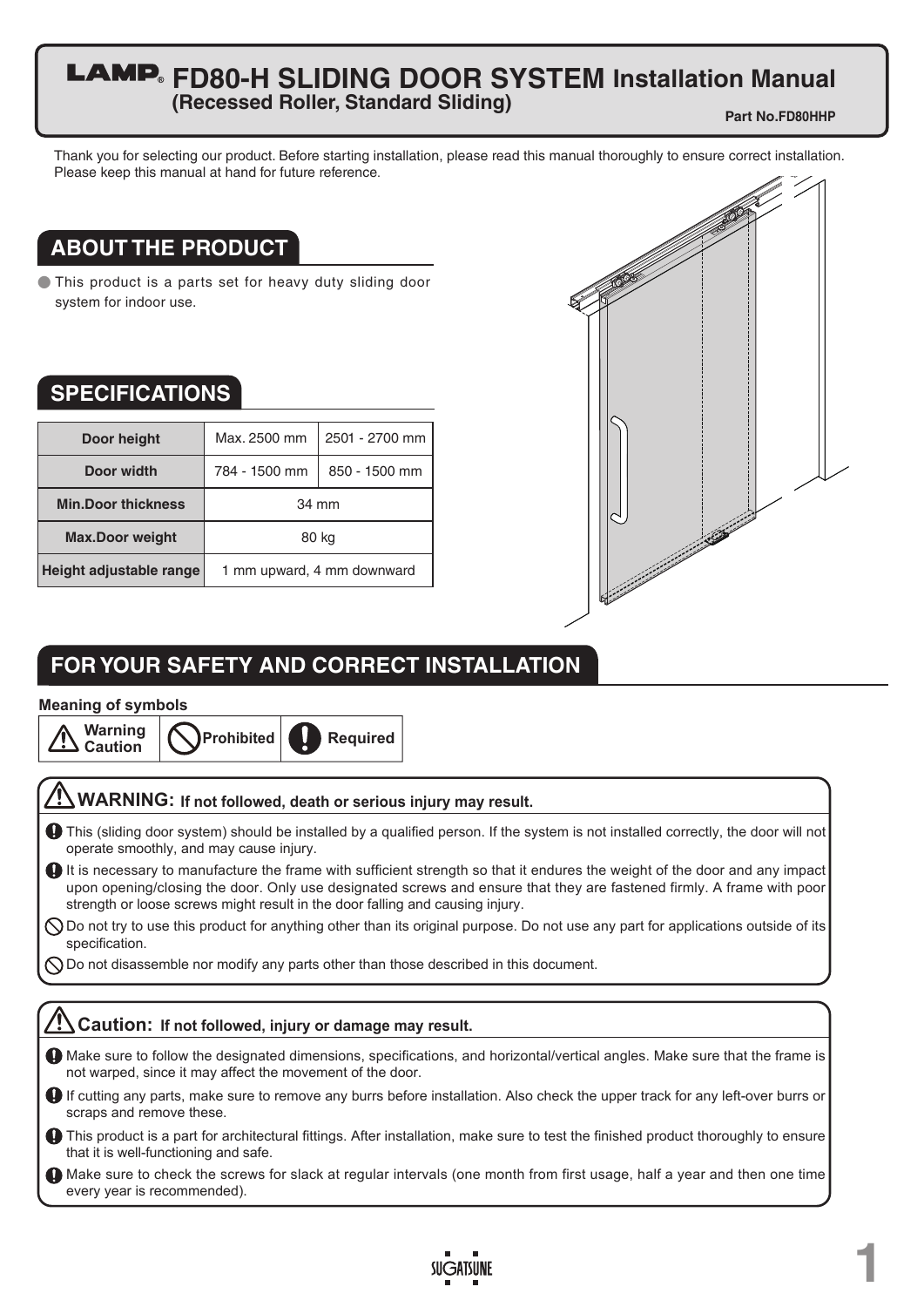# LAMP® FD80-H SLIDING DOOR SYSTEM Installation Manual

**(Recessed Roller, Standard Sliding)**

**Part No.FD80HHP**

Thank you for selecting our product. Before starting installation, please read this manual thoroughly to ensure correct installation. Please keep this manual at hand for future reference.

## ABOUT THE PRODUCT

- This product is a parts set for heavy duty sliding door system for indoor use.

## SPECIFICATIONS

| | | |
|---|---|---|
| **Door height** | Max. 2500 mm | 2501 - 2700 mm |
| **Door width** | 784 - 1500 mm | 850 - 1500 mm |
| **Min.Door thickness** | 34 mm | |
| **Max.Door weight** | 80 kg | |
| **Height adjustable range** | 1 mm upward, 4 mm downward | |

## FOR YOUR SAFETY AND CORRECT INSTALLATION

**Meaning of symbols**

| Warning Caution | Prohibited | Required |
|---|---|---|

### WARNING: If not followed, death or serious injury may result.

- (Required) This (sliding door system) should be installed by a qualified person. If the system is not installed correctly, the door will not operate smoothly, and may cause injury.
- (Required) It is necessary to manufacture the frame with sufficient strength so that it endures the weight of the door and any impact upon opening/closing the door. Only use designated screws and ensure that they are fastened firmly. A frame with poor strength or loose screws might result in the door falling and causing injury.
- (Prohibited) Do not try to use this product for anything other than its original purpose. Do not use any part for applications outside of its specification.
- (Prohibited) Do not disassemble nor modify any parts other than those described in this document.

### Caution: If not followed, injury or damage may result.

- (Required) Make sure to follow the designated dimensions, specifications, and horizontal/vertical angles. Make sure that the frame is not warped, since it may affect the movement of the door.
- (Required) If cutting any parts, make sure to remove any burrs before installation. Also check the upper track for any left-over burrs or scraps and remove these.
- (Required) This product is a part for architectural fittings. After installation, make sure to test the finished product thoroughly to ensure that it is well-functioning and safe.
- (Required) Make sure to check the screws for slack at regular intervals (one month from first usage, half a year and then one time every year is recommended).

SUGATSUNE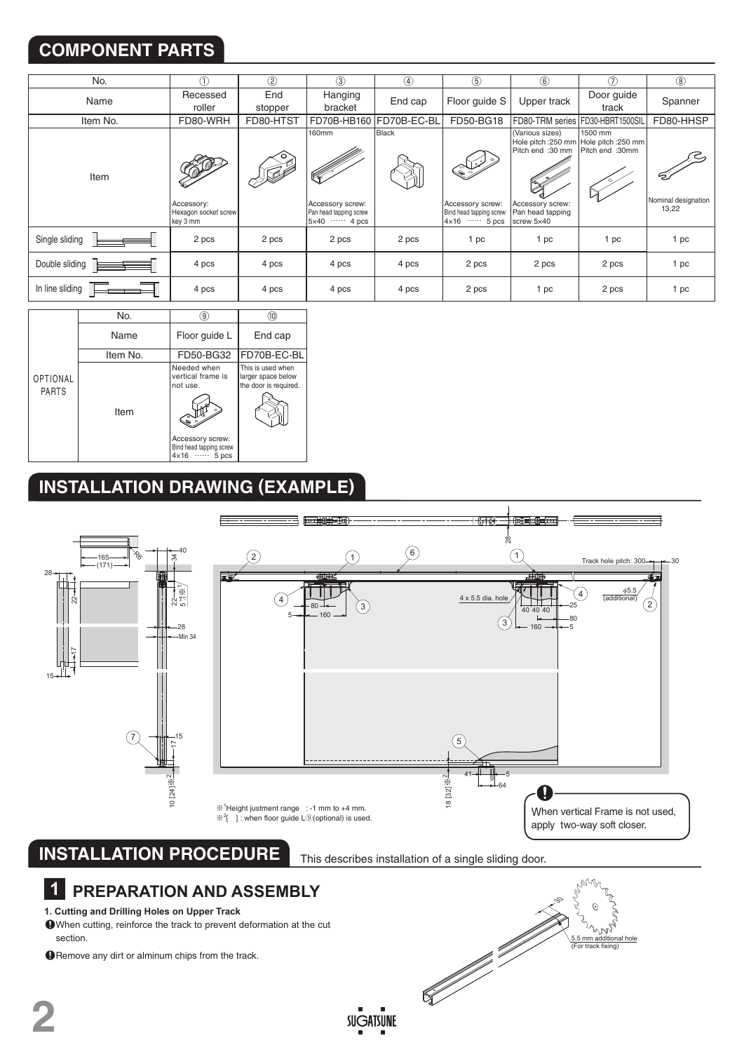## COMPONENT PARTS

| No. | ① | ② | ③ | ④ | ⑤ | ⑥ | ⑦ | ⑧ |
|---|---|---|---|---|---|---|---|---|
| Name | Recessed roller | End stopper | Hanging bracket | End cap | Floor guide S | Upper track | Door guide track | Spanner |
| Item No. | FD80-WRH | FD80-HTST | FD70B-HB160 | FD70B-EC-BL | FD50-BG18 | FD80-TRM series | FD30-HBRT1500SIL | FD80-HHSP |
| Item | Accessory: Hexagon socket screw key 3 mm | | 160mm Accessory screw: Pan head tapping screw 5×40 …… 4 pcs | Black | Accessory screw: Bind head tapping screw 4×16 …… 5 pcs | (Various sizes) Hole pitch :250 mm Pitch end :30 mm Accessory screw: Pan head tapping screw 5×40 | 1500 mm Hole pitch :250 mm Pitch end :30mm | Nominal designation 13,22 |
| Single sliding | 2 pcs | 2 pcs | 2 pcs | 2 pcs | 1 pc | 1 pc | 1 pc | 1 pc |
| Double sliding | 4 pcs | 4 pcs | 4 pcs | 4 pcs | 2 pcs | 2 pcs | 2 pcs | 1 pc |
| In line sliding | 4 pcs | 4 pcs | 4 pcs | 4 pcs | 2 pcs | 1 pc | 2 pcs | 1 pc |

| | No. | ⑨ | ⑩ |
|---|---|---|---|
| OPTIONAL PARTS | Name | Floor guide L | End cap |
| | Item No. | FD50-BG32 | FD70B-EC-BL |
| | Item | Needed when vertical frame is not use. Accessory screw: Bind head tapping screw 4×16 …… 5 pcs | This is used when larger space below the door is required. |

## INSTALLATION DRAWING (EXAMPLE)

Track hole pitch: 300

4 x 5.5 dia. hole

ϕ5.5 (additional)

※1 Height justment range : -1 mm to +4 mm.
※2 [ ] : when floor guide L⑨(optional) is used.

When vertical Frame is not used, apply two-way soft closer.

## INSTALLATION PROCEDURE

This describes installation of a single sliding door.

### 1 PREPARATION AND ASSEMBLY

**1. Cutting and Drilling Holes on Upper Track**

- When cutting, reinforce the track to prevent deformation at the cut section.
- Remove any dirt or alminum chips from the track.

5.5 mm additional hole (For track fixing)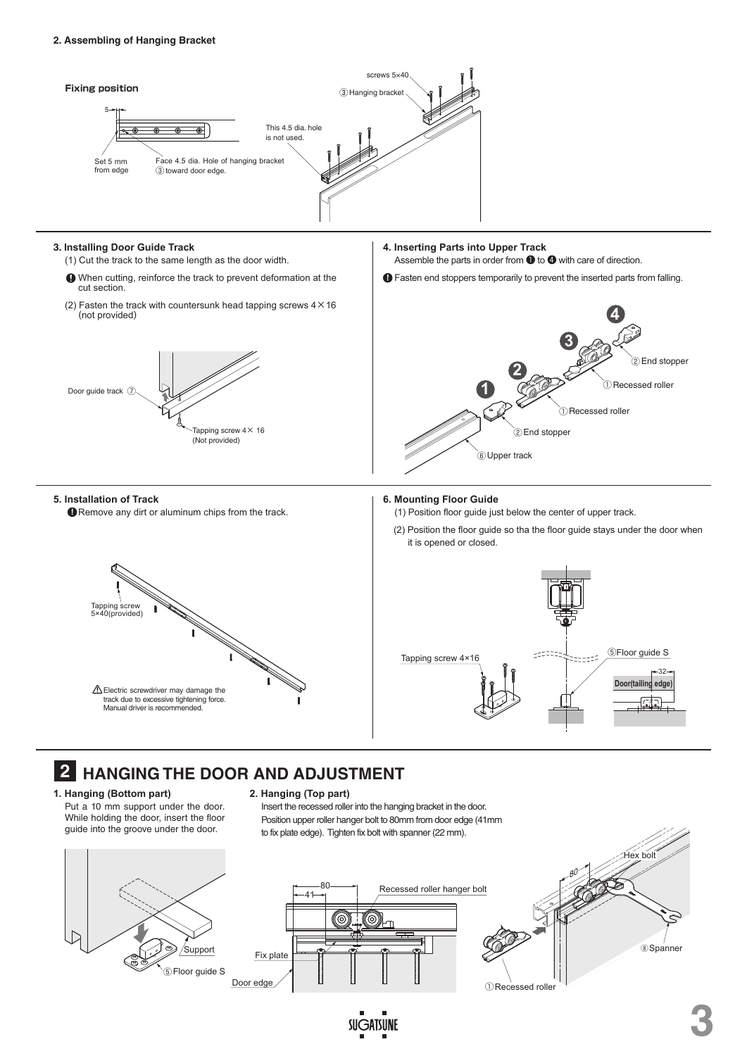### 2. Assembling of Hanging Bracket

**Fixing position**

5

Set 5 mm from edge

Face 4.5 dia. Hole of hanging bracket ③ toward door edge.

This 4.5 dia. hole is not used.

screws 5×40

③ Hanging bracket

### 3. Installing Door Guide Track

(1) Cut the track to the same length as the door width.

❗ When cutting, reinforce the track to prevent deformation at the cut section.

(2) Fasten the track with countersunk head tapping screws 4×16 (not provided)

Door guide track ⑦

Tapping screw 4× 16 (Not provided)

### 4. Inserting Parts into Upper Track

Assemble the parts in order from ❶ to ❹ with care of direction.

❗ Fasten end stoppers temporarily to prevent the inserted parts from falling.

❶ ② End stopper

❷ ① Recessed roller

❸ ① Recessed roller

❹ ② End stopper

⑥ Upper track

### 5. Installation of Track

❗ Remove any dirt or aluminum chips from the track.

Tapping screw 5×40(provided)

⚠ Electric screwdriver may damage the track due to excessive tightening force. Manual driver is recommended.

### 6. Mounting Floor Guide

(1) Position floor guide just below the center of upper track.

(2) Position the floor guide so tha the floor guide stays under the door when it is opened or closed.

Tapping screw 4×16

⑤ Floor guide S

32

Door(tailing edge)

## 2 HANGING THE DOOR AND ADJUSTMENT

### 1. Hanging (Bottom part)

Put a 10 mm support under the door. While holding the door, insert the floor guide into the groove under the door.

Support

⑤ Floor guide S

### 2. Hanging (Top part)

Insert the recessed roller into the hanging bracket in the door. Position upper roller hanger bolt to 80mm from door edge (41mm to fix plate edge). Tighten fix bolt with spanner (22 mm).

80

41

Recessed roller hanger bolt

Fix plate

Door edge

Hex bolt

80

⑧ Spanner

① Recessed roller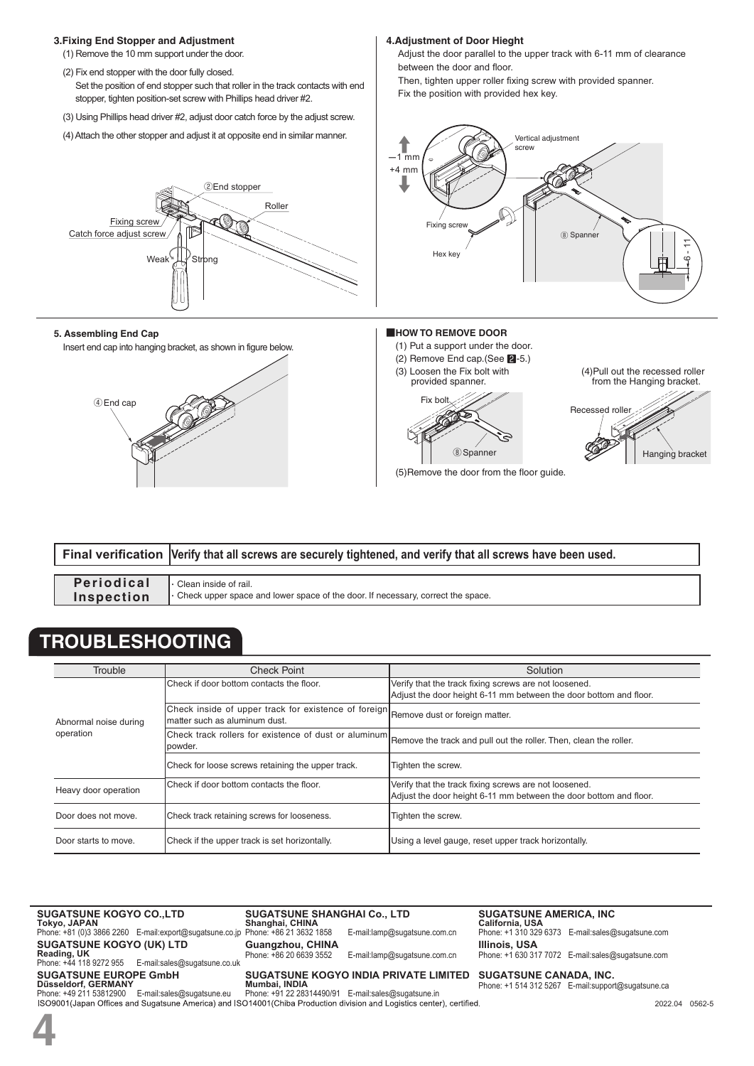### 3.Fixing End Stopper and Adjustment

(1) Remove the 10 mm support under the door.

(2) Fix end stopper with the door fully closed.
Set the position of end stopper such that roller in the track contacts with end stopper, tighten position-set screw with Phillips head driver #2.

(3) Using Phillips head driver #2, adjust door catch force by the adjust screw.

(4) Attach the other stopper and adjust it at opposite end in similar manner.

②End stopper
Roller
Fixing screw
Catch force adjust screw
Weak
Strong

### 4.Adjustment of Door Hieght

Adjust the door parallel to the upper track with 6-11 mm of clearance between the door and floor.
Then, tighten upper roller fixing screw with provided spanner.
Fix the position with provided hex key.

Vertical adjustment screw
−1 mm
+4 mm
Fixing screw
Hex key
⑧ Spanner
6 - 11

### 5. Assembling End Cap

Insert end cap into hanging bracket, as shown in figure below.

④End cap

### HOW TO REMOVE DOOR

(1) Put a support under the door.
(2) Remove End cap.(See 2-5.)
(3) Loosen the Fix bolt with provided spanner.
(4)Pull out the recessed roller from the Hanging bracket.

Fix bolt
⑧Spanner
Recessed roller
Hanging bracket

(5)Remove the door from the floor guide.

| | |
|---|---|
| **Final verification** | **Verify that all screws are securely tightened, and verify that all screws have been used.** |

| | |
|---|---|
| **Periodical Inspection** | · Clean inside of rail.<br>· Check upper space and lower space of the door. If necessary, correct the space. |

## TROUBLESHOOTING

| Trouble | Check Point | Solution |
|---|---|---|
| Abnormal noise during operation | Check if door bottom contacts the floor. | Verify that the track fixing screws are not loosened.<br>Adjust the door height 6-11 mm between the door and floor. |
| | Check inside of upper track for existence of foreign matter such as aluminum dust. | Remove dust or foreign matter. |
| | Check track rollers for existence of dust or aluminum powder. | Remove the track and pull out the roller. Then, clean the roller. |
| | Check for loose screws retaining the upper track. | Tighten the screw. |
| Heavy door operation | Check if door bottom contacts the floor. | Verify that the track fixing screws are not loosened.<br>Adjust the door height 6-11 mm between the door bottom and floor. |
| Door does not move. | Check track retaining screws for looseness. | Tighten the screw. |
| Door starts to move. | Check if the upper track is set horizontally. | Using a level gauge, reset upper track horizontally. |

**SUGATSUNE KOGYO CO.,LTD**
**Tokyo, JAPAN**
Phone: +81 (0)3 3866 2260 E-mail:export@sugatsune.co.jp

**SUGATSUNE KOGYO (UK) LTD**
**Reading, UK**
Phone: +44 118 9272 955 E-mail:sales@sugatsune.co.uk

**SUGATSUNE EUROPE GmbH**
**Düsseldorf, GERMANY**
Phone: +49 211 53812900 E-mail:sales@sugatsune.eu

**SUGATSUNE SHANGHAI Co., LTD**
**Shanghai, CHINA**
Phone: +86 21 3632 1858 E-mail:lamp@sugatsune.com.cn

**Guangzhou, CHINA**
Phone: +86 20 6639 3552 E-mail:lamp@sugatsune.com.cn

**SUGATSUNE KOGYO INDIA PRIVATE LIMITED**
**Mumbai, INDIA**
Phone: +91 22 28314490/91 E-mail:sales@sugatsune.in

**SUGATSUNE AMERICA, INC**
**California, USA**
Phone: +1 310 329 6373 E-mail:sales@sugatsune.com

**Illinois, USA**
Phone: +1 630 317 7072 E-mail:sales@sugatsune.com

**SUGATSUNE CANADA, INC.**
Phone: +1 514 312 5267 E-mail:support@sugatsune.ca

ISO9001(Japan Offices and Sugatsune America) and ISO14001(Chiba Production division and Logistics center), certified.

2022.04 0562-5